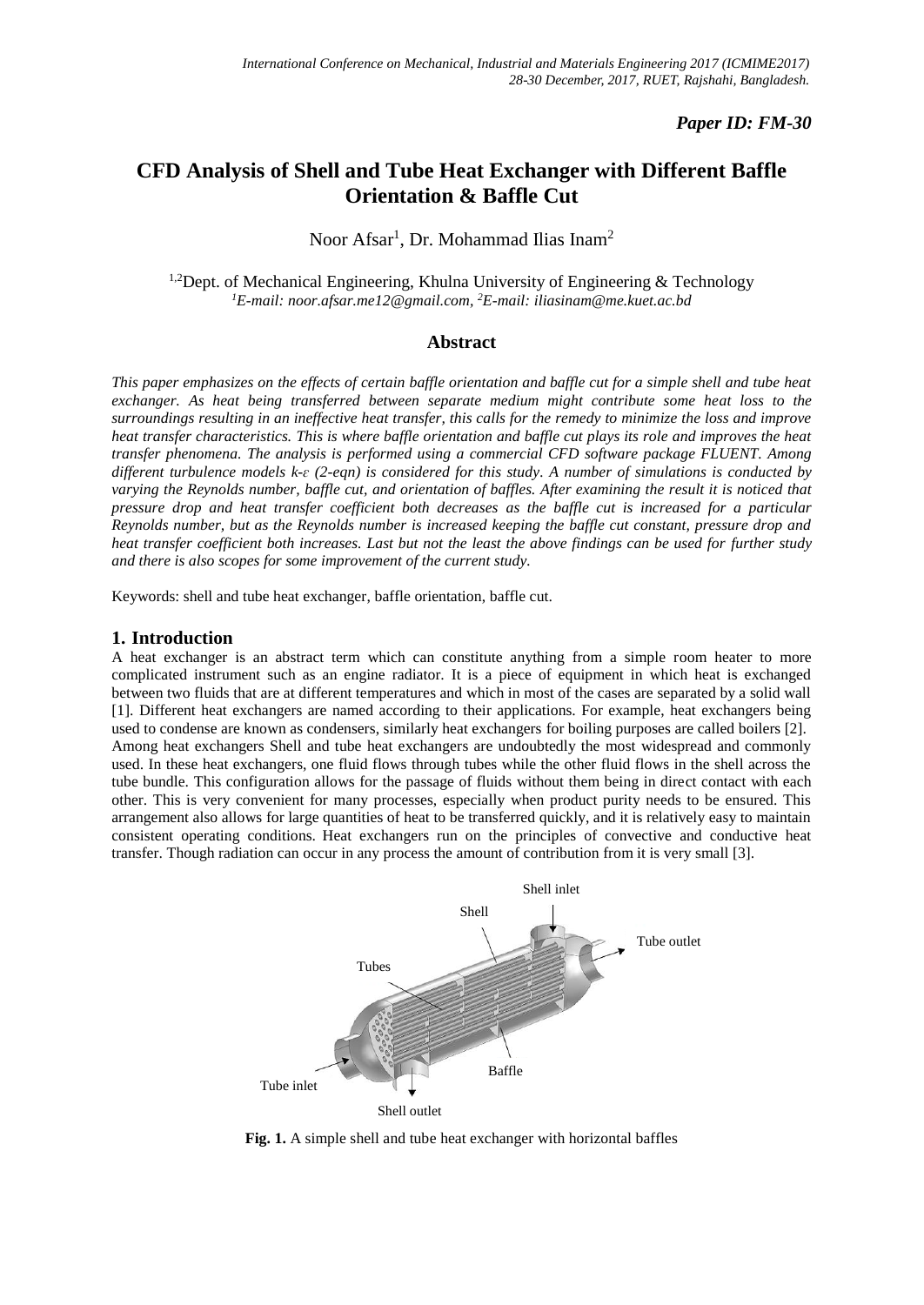*Paper ID: FM-30*

# CFD Analysis of Shell and Tube Heat Exchanger with Different Baffle Orientation & Baffle Cut

Noor Afsar[1], Dr. Mohammad Ilias Inam[2]

[1,2]Dept. of Mechanical Engineering, Khulna University of Engineering & Technology
*[1]E-mail: noor.afsar.me12@gmail.com, [2]E-mail: iliasinam@me.kuet.ac.bd*

## Abstract

*This paper emphasizes on the effects of certain baffle orientation and baffle cut for a simple shell and tube heat exchanger. As heat being transferred between separate medium might contribute some heat loss to the surroundings resulting in an ineffective heat transfer, this calls for the remedy to minimize the loss and improve heat transfer characteristics. This is where baffle orientation and baffle cut plays its role and improves the heat transfer phenomena. The analysis is performed using a commercial CFD software package FLUENT. Among different turbulence models k-ε (2-eqn) is considered for this study. A number of simulations is conducted by varying the Reynolds number, baffle cut, and orientation of baffles. After examining the result it is noticed that pressure drop and heat transfer coefficient both decreases as the baffle cut is increased for a particular Reynolds number, but as the Reynolds number is increased keeping the baffle cut constant, pressure drop and heat transfer coefficient both increases. Last but not the least the above findings can be used for further study and there is also scopes for some improvement of the current study.*

Keywords: shell and tube heat exchanger, baffle orientation, baffle cut.

## 1. Introduction

A heat exchanger is an abstract term which can constitute anything from a simple room heater to more complicated instrument such as an engine radiator. It is a piece of equipment in which heat is exchanged between two fluids that are at different temperatures and which in most of the cases are separated by a solid wall [1]. Different heat exchangers are named according to their applications. For example, heat exchangers being used to condense are known as condensers, similarly heat exchangers for boiling purposes are called boilers [2]. Among heat exchangers Shell and tube heat exchangers are undoubtedly the most widespread and commonly used. In these heat exchangers, one fluid flows through tubes while the other fluid flows in the shell across the tube bundle. This configuration allows for the passage of fluids without them being in direct contact with each other. This is very convenient for many processes, especially when product purity needs to be ensured. This arrangement also allows for large quantities of heat to be transferred quickly, and it is relatively easy to maintain consistent operating conditions. Heat exchangers run on the principles of convective and conductive heat transfer. Though radiation can occur in any process the amount of contribution from it is very small [3].

**Fig. 1.** A simple shell and tube heat exchanger with horizontal baffles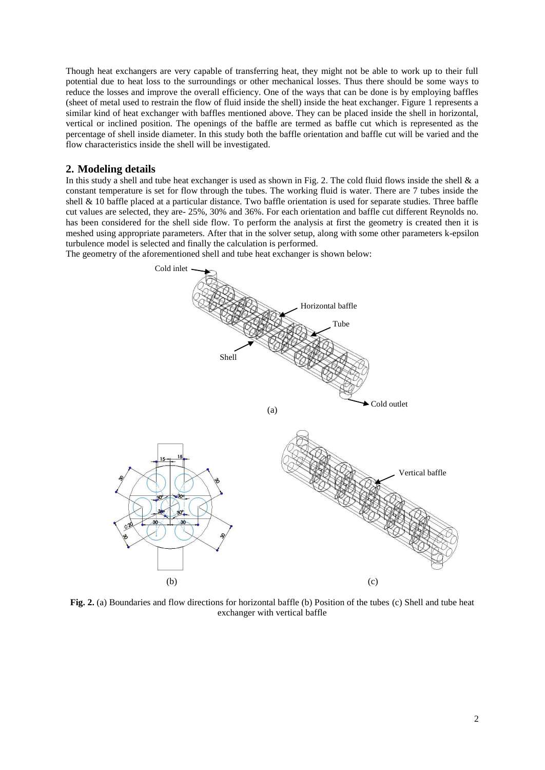Though heat exchangers are very capable of transferring heat, they might not be able to work up to their full potential due to heat loss to the surroundings or other mechanical losses. Thus there should be some ways to reduce the losses and improve the overall efficiency. One of the ways that can be done is by employing baffles (sheet of metal used to restrain the flow of fluid inside the shell) inside the heat exchanger. Figure 1 represents a similar kind of heat exchanger with baffles mentioned above. They can be placed inside the shell in horizontal, vertical or inclined position. The openings of the baffle are termed as baffle cut which is represented as the percentage of shell inside diameter. In this study both the baffle orientation and baffle cut will be varied and the flow characteristics inside the shell will be investigated.

## 2. Modeling details

In this study a shell and tube heat exchanger is used as shown in Fig. 2. The cold fluid flows inside the shell & a constant temperature is set for flow through the tubes. The working fluid is water. There are 7 tubes inside the shell & 10 baffle placed at a particular distance. Two baffle orientation is used for separate studies. Three baffle cut values are selected, they are- 25%, 30% and 36%. For each orientation and baffle cut different Reynolds no. has been considered for the shell side flow. To perform the analysis at first the geometry is created then it is meshed using appropriate parameters. After that in the solver setup, along with some other parameters k-epsilon turbulence model is selected and finally the calculation is performed.

The geometry of the aforementioned shell and tube heat exchanger is shown below:

**Fig. 2.** (a) Boundaries and flow directions for horizontal baffle (b) Position of the tubes (c) Shell and tube heat exchanger with vertical baffle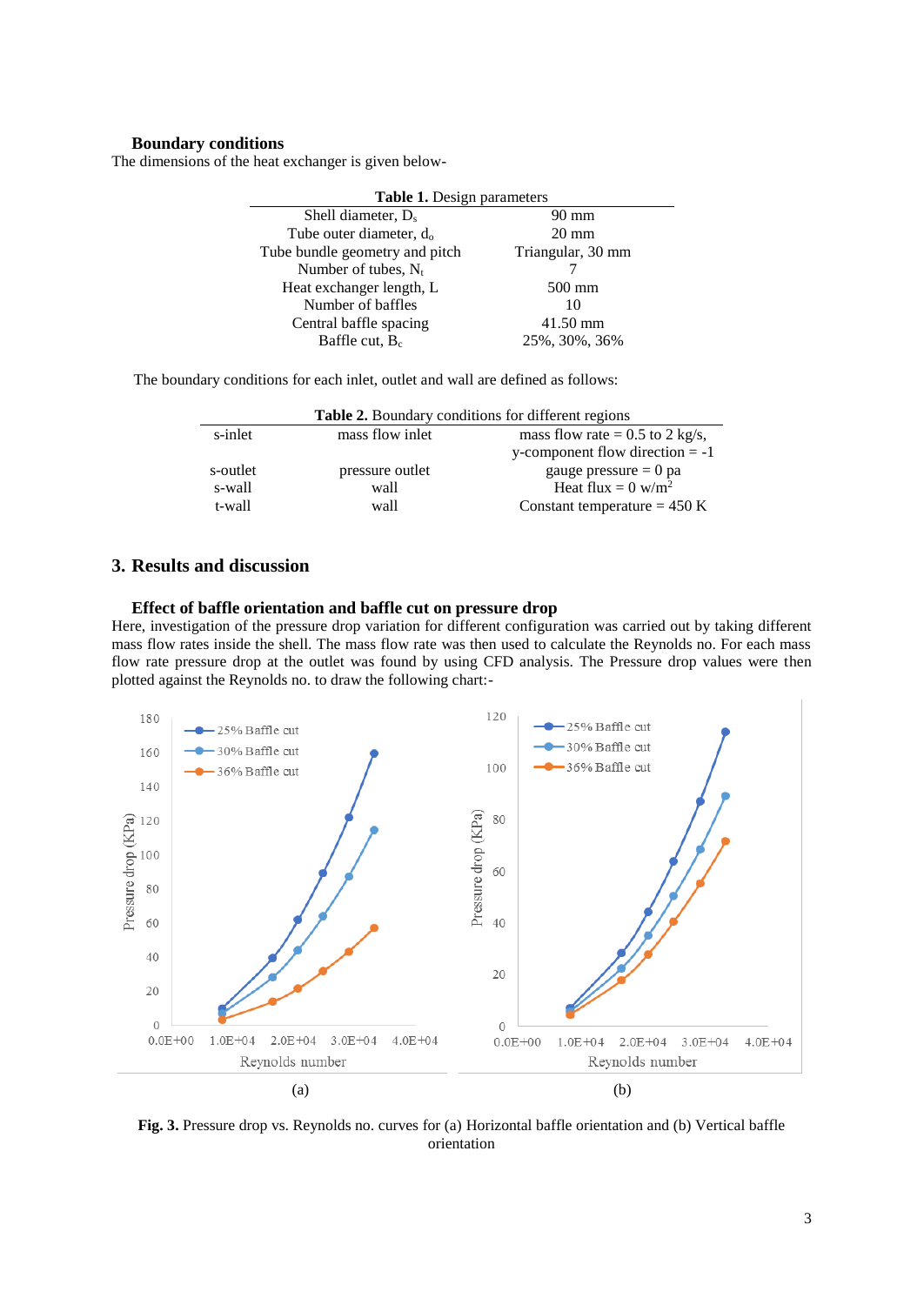### Boundary conditions

The dimensions of the heat exchanger is given below-

**Table 1.** Design parameters

| | |
|---|---|
| Shell diameter, $D_s$ | 90 mm |
| Tube outer diameter, $d_o$ | 20 mm |
| Tube bundle geometry and pitch | Triangular, 30 mm |
| Number of tubes, $N_t$ | 7 |
| Heat exchanger length, L | 500 mm |
| Number of baffles | 10 |
| Central baffle spacing | 41.50 mm |
| Baffle cut, $B_c$ | 25%, 30%, 36% |

The boundary conditions for each inlet, outlet and wall are defined as follows:

**Table 2.** Boundary conditions for different regions

| | | |
|---|---|---|
| s-inlet | mass flow inlet | mass flow rate = 0.5 to 2 kg/s, y-component flow direction = -1 |
| s-outlet | pressure outlet | gauge pressure = 0 pa |
| s-wall | wall | Heat flux = 0 w/m$^2$ |
| t-wall | wall | Constant temperature = 450 K |

## 3. Results and discussion

### Effect of baffle orientation and baffle cut on pressure drop

Here, investigation of the pressure drop variation for different configuration was carried out by taking different mass flow rates inside the shell. The mass flow rate was then used to calculate the Reynolds no. For each mass flow rate pressure drop at the outlet was found by using CFD analysis. The Pressure drop values were then plotted against the Reynolds no. to draw the following chart:-

**Fig. 3.** Pressure drop vs. Reynolds no. curves for (a) Horizontal baffle orientation and (b) Vertical baffle orientation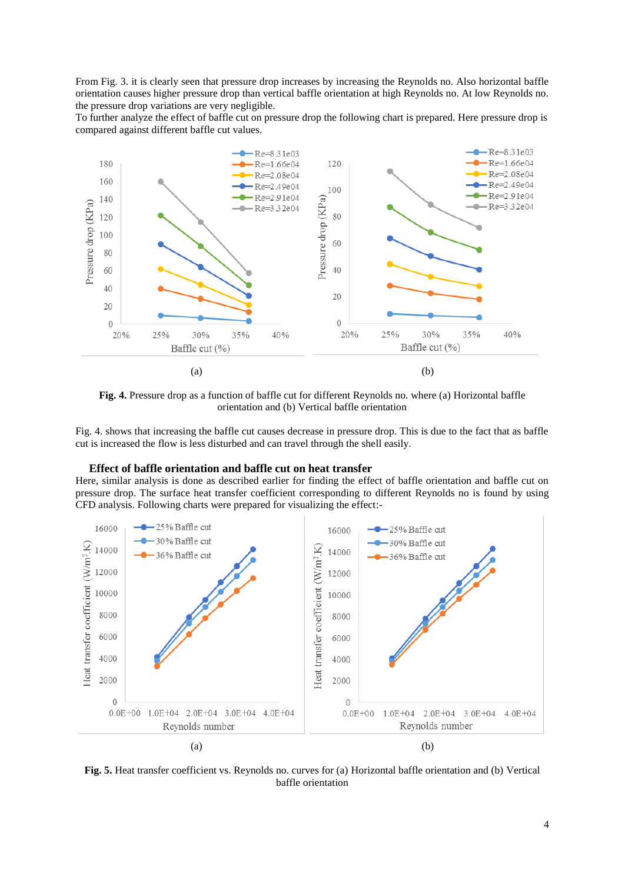From Fig. 3. it is clearly seen that pressure drop increases by increasing the Reynolds no. Also horizontal baffle orientation causes higher pressure drop than vertical baffle orientation at high Reynolds no. At low Reynolds no. the pressure drop variations are very negligible.

To further analyze the effect of baffle cut on pressure drop the following chart is prepared. Here pressure drop is compared against different baffle cut values.

**Fig. 4.** Pressure drop as a function of baffle cut for different Reynolds no. where (a) Horizontal baffle orientation and (b) Vertical baffle orientation

Fig. 4. shows that increasing the baffle cut causes decrease in pressure drop. This is due to the fact that as baffle cut is increased the flow is less disturbed and can travel through the shell easily.

### Effect of baffle orientation and baffle cut on heat transfer

Here, similar analysis is done as described earlier for finding the effect of baffle orientation and baffle cut on pressure drop. The surface heat transfer coefficient corresponding to different Reynolds no is found by using CFD analysis. Following charts were prepared for visualizing the effect:-

**Fig. 5.** Heat transfer coefficient vs. Reynolds no. curves for (a) Horizontal baffle orientation and (b) Vertical baffle orientation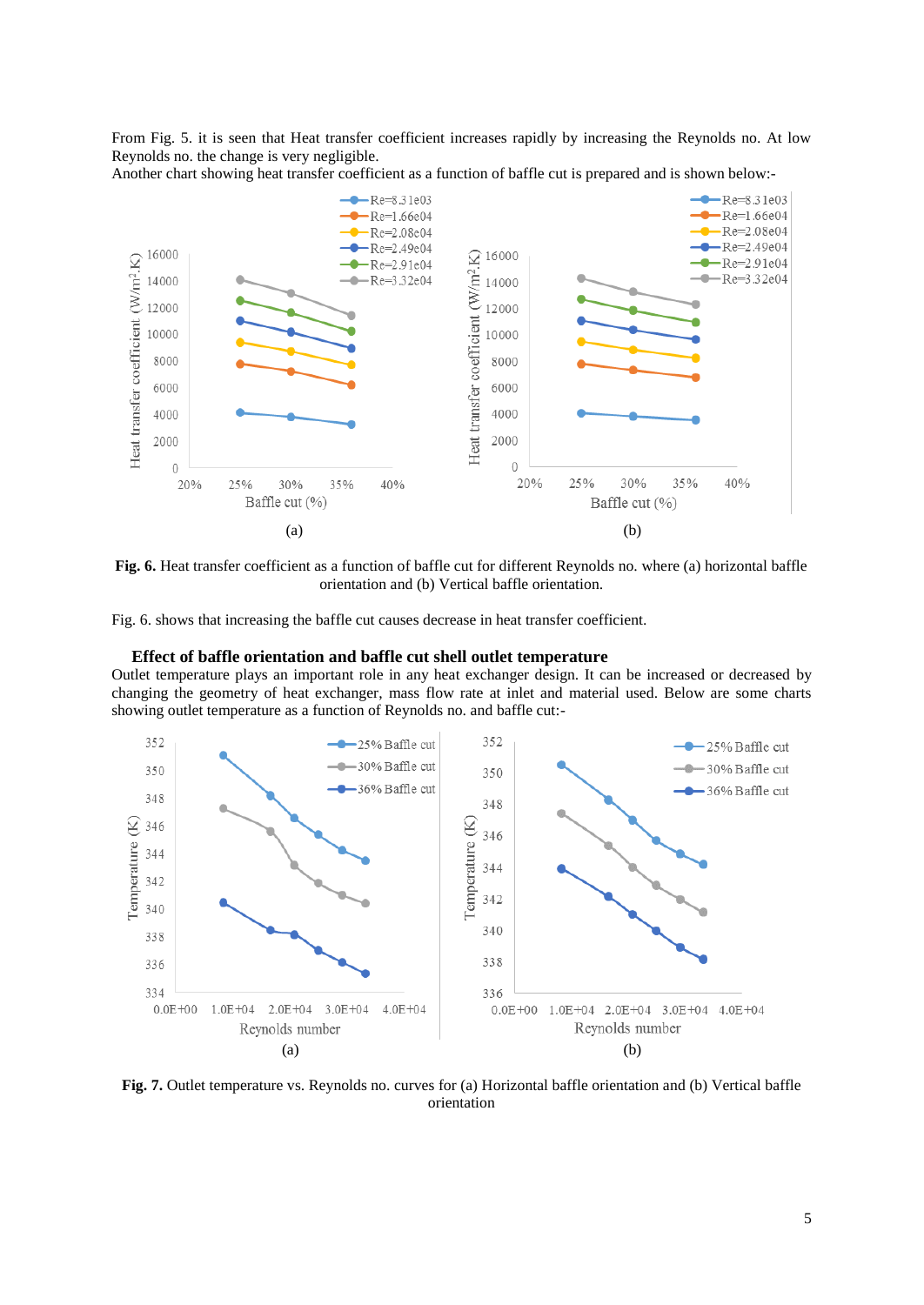From Fig. 5. it is seen that Heat transfer coefficient increases rapidly by increasing the Reynolds no. At low Reynolds no. the change is very negligible.

Another chart showing heat transfer coefficient as a function of baffle cut is prepared and is shown below:-

**Fig. 6.** Heat transfer coefficient as a function of baffle cut for different Reynolds no. where (a) horizontal baffle orientation and (b) Vertical baffle orientation.

Fig. 6. shows that increasing the baffle cut causes decrease in heat transfer coefficient.

### Effect of baffle orientation and baffle cut shell outlet temperature

Outlet temperature plays an important role in any heat exchanger design. It can be increased or decreased by changing the geometry of heat exchanger, mass flow rate at inlet and material used. Below are some charts showing outlet temperature as a function of Reynolds no. and baffle cut:-

**Fig. 7.** Outlet temperature vs. Reynolds no. curves for (a) Horizontal baffle orientation and (b) Vertical baffle orientation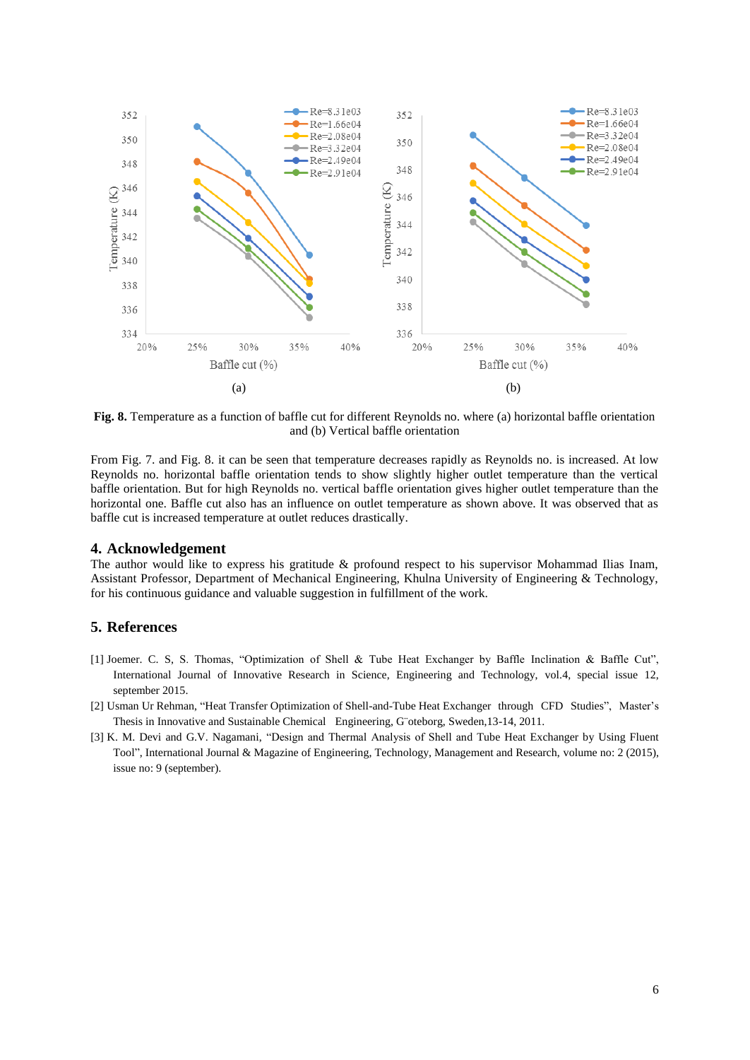352
350
348
346
344
342
340
338
336
334
Temperature (K)
20%
25%
30%
35%
40%
Baffle cut (%)
Re=8.31e03
Re=1.66e04
Re=2.08e04
Re=3.32e04
Re=2.49e04
Re=2.91e04

(a)

352
350
348
346
344
342
340
338
336
Temperature (K)
20%
25%
30%
35%
40%
Baffle cut (%)
Re=8.31e03
Re=1.66e04
Re=3.32e04
Re=2.08e04
Re=2.49e04
Re=2.91e04

(b)

**Fig. 8.** Temperature as a function of baffle cut for different Reynolds no. where (a) horizontal baffle orientation and (b) Vertical baffle orientation

From Fig. 7. and Fig. 8. it can be seen that temperature decreases rapidly as Reynolds no. is increased. At low Reynolds no. horizontal baffle orientation tends to show slightly higher outlet temperature than the vertical baffle orientation. But for high Reynolds no. vertical baffle orientation gives higher outlet temperature than the horizontal one. Baffle cut also has an influence on outlet temperature as shown above. It was observed that as baffle cut is increased temperature at outlet reduces drastically.

## 4. Acknowledgement

The author would like to express his gratitude & profound respect to his supervisor Mohammad Ilias Inam, Assistant Professor, Department of Mechanical Engineering, Khulna University of Engineering & Technology, for his continuous guidance and valuable suggestion in fulfillment of the work.

## 5. References

[1] Joemer. C. S, S. Thomas, "Optimization of Shell & Tube Heat Exchanger by Baffle Inclination & Baffle Cut", International Journal of Innovative Research in Science, Engineering and Technology, vol.4, special issue 12, september 2015.

[2] Usman Ur Rehman, "Heat Transfer Optimization of Shell-and-Tube Heat Exchanger through CFD Studies", Master's Thesis in Innovative and Sustainable Chemical Engineering, G¨oteborg, Sweden,13-14, 2011.

[3] K. M. Devi and G.V. Nagamani, "Design and Thermal Analysis of Shell and Tube Heat Exchanger by Using Fluent Tool", International Journal & Magazine of Engineering, Technology, Management and Research, volume no: 2 (2015), issue no: 9 (september).